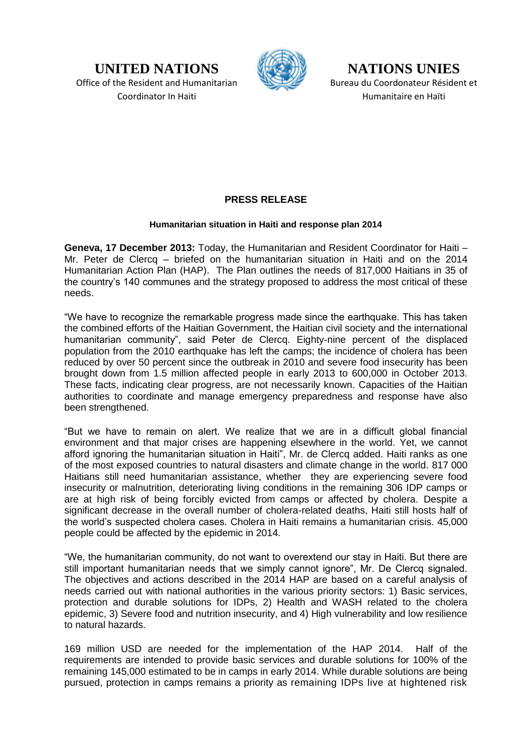**UNITED NATIONS**
Office of the Resident and Humanitarian Coordinator In Haiti

**NATIONS UNIES**
Bureau du Coordonateur Résident et Humanitaire en Haïti

## PRESS RELEASE

### Humanitarian situation in Haiti and response plan 2014

**Geneva, 17 December 2013:** Today, the Humanitarian and Resident Coordinator for Haiti – Mr. Peter de Clercq – briefed on the humanitarian situation in Haiti and on the 2014 Humanitarian Action Plan (HAP). The Plan outlines the needs of 817,000 Haitians in 35 of the country's 140 communes and the strategy proposed to address the most critical of these needs.

"We have to recognize the remarkable progress made since the earthquake. This has taken the combined efforts of the Haitian Government, the Haitian civil society and the international humanitarian community", said Peter de Clercq. Eighty-nine percent of the displaced population from the 2010 earthquake has left the camps; the incidence of cholera has been reduced by over 50 percent since the outbreak in 2010 and severe food insecurity has been brought down from 1.5 million affected people in early 2013 to 600,000 in October 2013. These facts, indicating clear progress, are not necessarily known. Capacities of the Haitian authorities to coordinate and manage emergency preparedness and response have also been strengthened.

"But we have to remain on alert. We realize that we are in a difficult global financial environment and that major crises are happening elsewhere in the world. Yet, we cannot afford ignoring the humanitarian situation in Haiti", Mr. de Clercq added. Haiti ranks as one of the most exposed countries to natural disasters and climate change in the world. 817 000 Haitians still need humanitarian assistance, whether they are experiencing severe food insecurity or malnutrition, deteriorating living conditions in the remaining 306 IDP camps or are at high risk of being forcibly evicted from camps or affected by cholera. Despite a significant decrease in the overall number of cholera-related deaths, Haiti still hosts half of the world's suspected cholera cases. Cholera in Haiti remains a humanitarian crisis. 45,000 people could be affected by the epidemic in 2014.

"We, the humanitarian community, do not want to overextend our stay in Haiti. But there are still important humanitarian needs that we simply cannot ignore", Mr. De Clercq signaled. The objectives and actions described in the 2014 HAP are based on a careful analysis of needs carried out with national authorities in the various priority sectors: 1) Basic services, protection and durable solutions for IDPs, 2) Health and WASH related to the cholera epidemic, 3) Severe food and nutrition insecurity, and 4) High vulnerability and low resilience to natural hazards.

169 million USD are needed for the implementation of the HAP 2014. Half of the requirements are intended to provide basic services and durable solutions for 100% of the remaining 145,000 estimated to be in camps in early 2014. While durable solutions are being pursued, protection in camps remains a priority as remaining IDPs live at hightened risk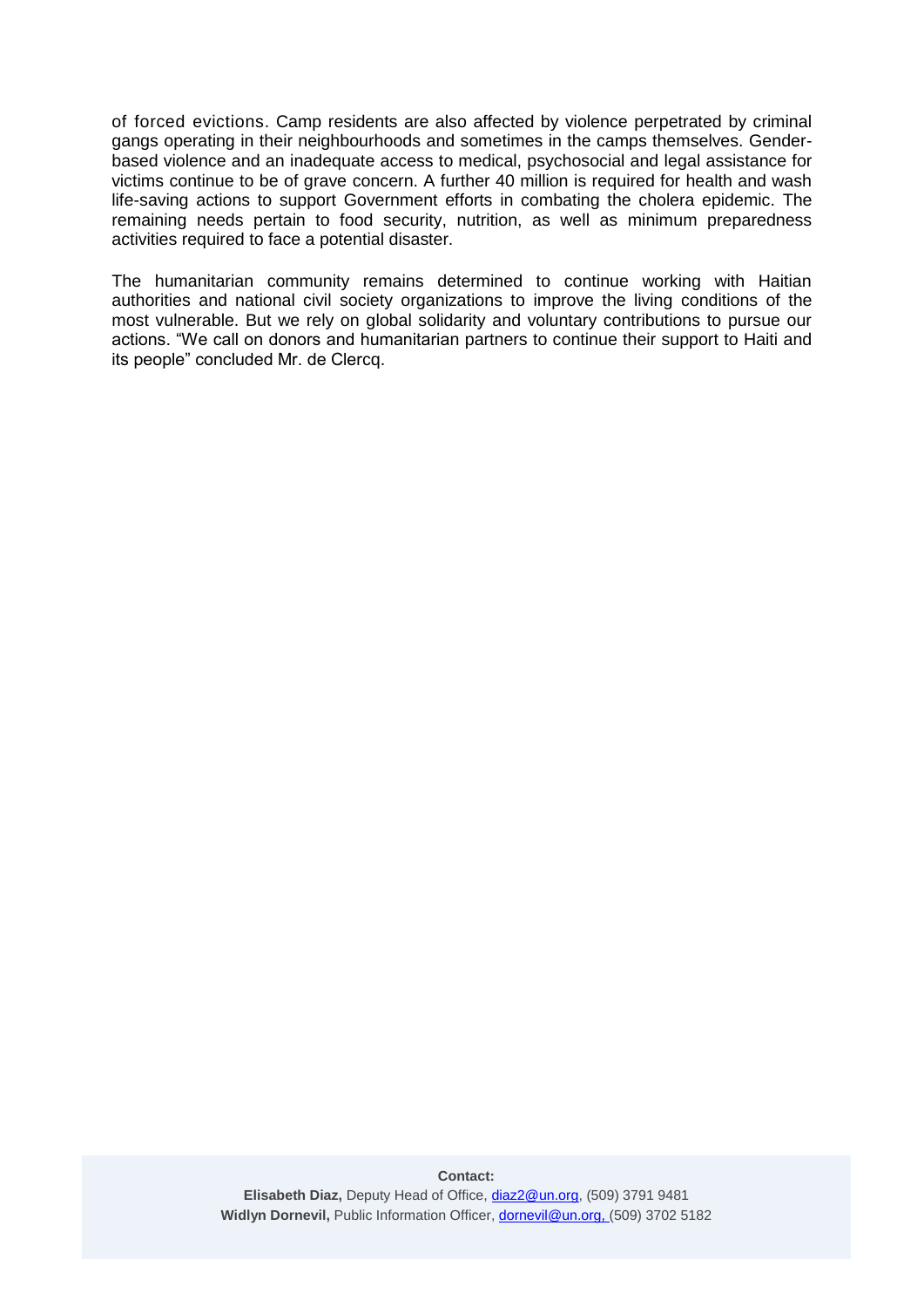of forced evictions. Camp residents are also affected by violence perpetrated by criminal gangs operating in their neighbourhoods and sometimes in the camps themselves. Gender-based violence and an inadequate access to medical, psychosocial and legal assistance for victims continue to be of grave concern. A further 40 million is required for health and wash life-saving actions to support Government efforts in combating the cholera epidemic. The remaining needs pertain to food security, nutrition, as well as minimum preparedness activities required to face a potential disaster.

The humanitarian community remains determined to continue working with Haitian authorities and national civil society organizations to improve the living conditions of the most vulnerable. But we rely on global solidarity and voluntary contributions to pursue our actions. "We call on donors and humanitarian partners to continue their support to Haiti and its people" concluded Mr. de Clercq.

**Contact:**

**Elisabeth Diaz,** Deputy Head of Office, diaz2@un.org, (509) 3791 9481

**Widlyn Dornevil,** Public Information Officer, dornevil@un.org, (509) 3702 5182